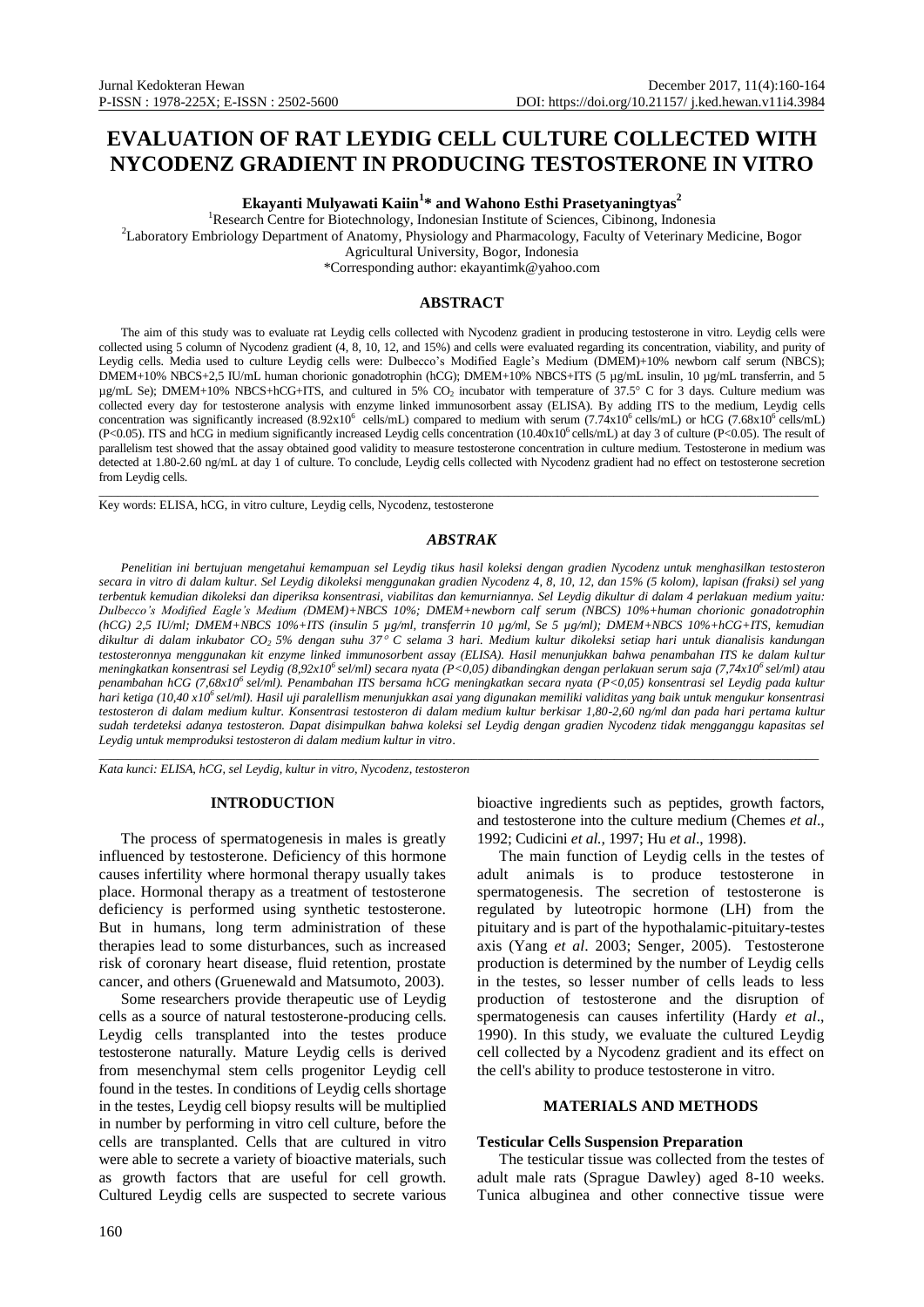# EVALUATION OF RAT LEYDIG CELL CULTURE COLLECTED WITH NYCODENZ GRADIENT IN PRODUCING TESTOSTERONE IN VITRO

**Ekayanti Mulyawati Kaiin[1]* and Wahono Esthi Prasetyaningtyas[2]**

[1]Research Centre for Biotechnology, Indonesian Institute of Sciences, Cibinong, Indonesia

[2]Laboratory Embriology Department of Anatomy, Physiology and Pharmacology, Faculty of Veterinary Medicine, Bogor Agricultural University, Bogor, Indonesia

*Corresponding author: ekayantimk@yahoo.com

## ABSTRACT

The aim of this study was to evaluate rat Leydig cells collected with Nycodenz gradient in producing testosterone in vitro. Leydig cells were collected using 5 column of Nycodenz gradient (4, 8, 10, 12, and 15%) and cells were evaluated regarding its concentration, viability, and purity of Leydig cells. Media used to culture Leydig cells were: Dulbecco's Modified Eagle's Medium (DMEM)+10% newborn calf serum (NBCS); DMEM+10% NBCS+2,5 IU/mL human chorionic gonadotrophin (hCG); DMEM+10% NBCS+ITS (5 µg/mL insulin, 10 µg/mL transferrin, and 5 µg/mL Se); DMEM+10% NBCS+hCG+ITS, and cultured in 5% $CO_2$ incubator with temperature of 37.5° C for 3 days. Culture medium was collected every day for testosterone analysis with enzyme linked immunosorbent assay (ELISA). By adding ITS to the medium, Leydig cells concentration was significantly increased ($8.92 \times 10^6$ cells/mL) compared to medium with serum ($7.74 \times 10^6$ cells/mL) or hCG ($7.68 \times 10^6$ cells/mL) ($P<0.05$). ITS and hCG in medium significantly increased Leydig cells concentration ($10.40 \times 10^6$ cells/mL) at day 3 of culture ($P<0.05$). The result of parallelism test showed that the assay obtained good validity to measure testosterone concentration in culture medium. Testosterone in medium was detected at 1.80-2.60 ng/mL at day 1 of culture. To conclude, Leydig cells collected with Nycodenz gradient had no effect on testosterone secretion from Leydig cells.

Key words: ELISA, hCG, in vitro culture, Leydig cells, Nycodenz, testosterone

## *ABSTRAK*

*Penelitian ini bertujuan mengetahui kemampuan sel Leydig tikus hasil koleksi dengan gradien Nycodenz untuk menghasilkan testosteron secara in vitro di dalam kultur. Sel Leydig dikoleksi menggunakan gradien Nycodenz 4, 8, 10, 12, dan 15% (5 kolom), lapisan (fraksi) sel yang terbentuk kemudian dikoleksi dan diperiksa konsentrasi, viabilitas dan kemurniannya. Sel Leydig dikultur di dalam 4 perlakuan medium yaitu: Dulbecco's Modified Eagle's Medium (DMEM)+NBCS 10%; DMEM+newborn calf serum (NBCS) 10%+human chorionic gonadotrophin (hCG) 2,5 IU/ml; DMEM+NBCS 10%+ITS (insulin 5 µg/ml, transferrin 10 µg/ml, Se 5 µg/ml); DMEM+NBCS 10%+hCG+ITS, kemudian dikultur di dalam inkubator $CO_2$ 5% dengan suhu 37° C selama 3 hari. Medium kultur dikoleksi setiap hari untuk dianalisis kandungan testosteronnya menggunakan kit enzyme linked immunosorbent assay (ELISA). Hasil menunjukkan bahwa penambahan ITS ke dalam kultur meningkatkan konsentrasi sel Leydig ($8,92 \times 10^6$ sel/ml) secara nyata ($P<0,05$) dibandingkan dengan perlakuan serum saja ($7,74 \times 10^6$ sel/ml) atau penambahan hCG ($7,68 \times 10^6$ sel/ml). Penambahan ITS bersama hCG meningkatkan secara nyata ($P<0,05$) konsentrasi sel Leydig pada kultur hari ketiga ($10,40 \times 10^6$ sel/ml). Hasil uji paralellism menunjukkan asai yang digunakan memiliki validitas yang baik untuk mengukur konsentrasi testosteron di dalam medium kultur. Konsentrasi testosteron di dalam medium kultur berkisar 1,80-2,60 ng/ml dan pada hari pertama kultur sudah terdeteksi adanya testosteron. Dapat disimpulkan bahwa koleksi sel Leydig dengan gradien Nycodenz tidak mengganggu kapasitas sel Leydig untuk memproduksi testosteron di dalam medium kultur in vitro.*

*Kata kunci: ELISA, hCG, sel Leydig, kultur in vitro, Nycodenz, testosteron*

## INTRODUCTION

The process of spermatogenesis in males is greatly influenced by testosterone. Deficiency of this hormone causes infertility where hormonal therapy usually takes place. Hormonal therapy as a treatment of testosterone deficiency is performed using synthetic testosterone. But in humans, long term administration of these therapies lead to some disturbances, such as increased risk of coronary heart disease, fluid retention, prostate cancer, and others (Gruenewald and Matsumoto, 2003).

Some researchers provide therapeutic use of Leydig cells as a source of natural testosterone-producing cells. Leydig cells transplanted into the testes produce testosterone naturally. Mature Leydig cells is derived from mesenchymal stem cells progenitor Leydig cell found in the testes. In conditions of Leydig cells shortage in the testes, Leydig cell biopsy results will be multiplied in number by performing in vitro cell culture, before the cells are transplanted. Cells that are cultured in vitro were able to secrete a variety of bioactive materials, such as growth factors that are useful for cell growth. Cultured Leydig cells are suspected to secrete various bioactive ingredients such as peptides, growth factors, and testosterone into the culture medium (Chemes *et al*., 1992; Cudicini *et al.,* 1997; Hu *et al*., 1998).

The main function of Leydig cells in the testes of adult animals is to produce testosterone in spermatogenesis. The secretion of testosterone is regulated by luteotropic hormone (LH) from the pituitary and is part of the hypothalamic-pituitary-testes axis (Yang *et al*. 2003; Senger, 2005). Testosterone production is determined by the number of Leydig cells in the testes, so lesser number of cells leads to less production of testosterone and the disruption of spermatogenesis can causes infertility (Hardy *et al*., 1990). In this study, we evaluate the cultured Leydig cell collected by a Nycodenz gradient and its effect on the cell's ability to produce testosterone in vitro.

## MATERIALS AND METHODS

### Testicular Cells Suspension Preparation

The testicular tissue was collected from the testes of adult male rats (Sprague Dawley) aged 8-10 weeks. Tunica albuginea and other connective tissue were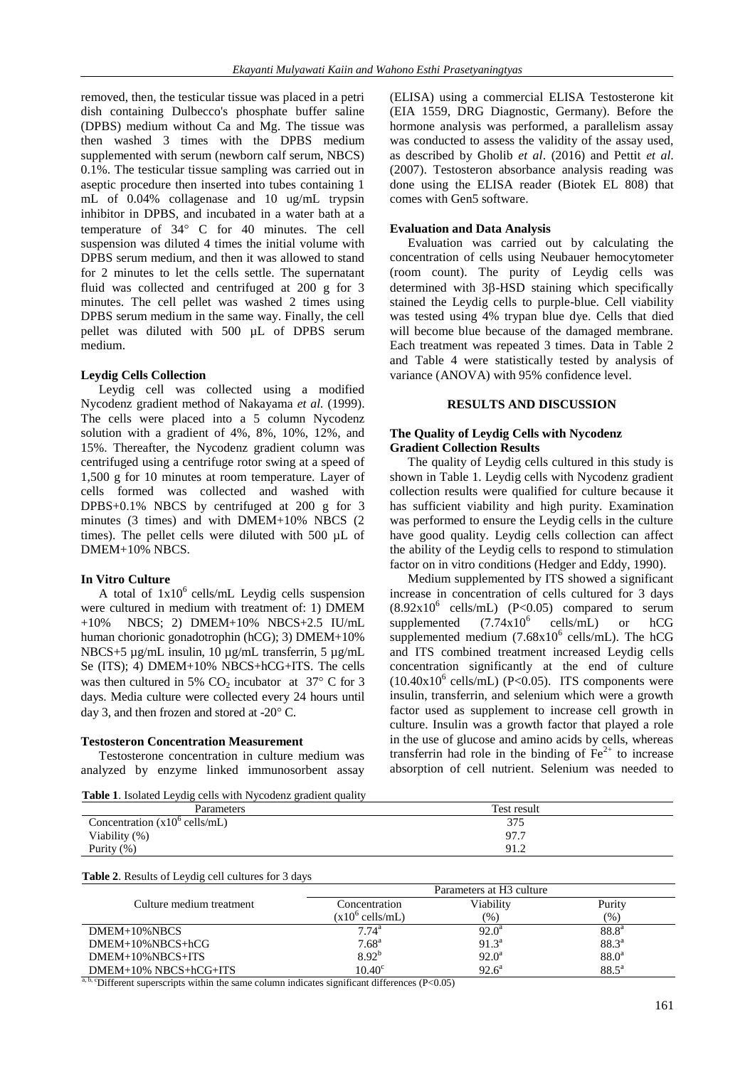removed, then, the testicular tissue was placed in a petri dish containing Dulbecco's phosphate buffer saline (DPBS) medium without Ca and Mg. The tissue was then washed 3 times with the DPBS medium supplemented with serum (newborn calf serum, NBCS) 0.1%. The testicular tissue sampling was carried out in aseptic procedure then inserted into tubes containing 1 mL of 0.04% collagenase and 10 ug/mL trypsin inhibitor in DPBS, and incubated in a water bath at a temperature of 34° C for 40 minutes. The cell suspension was diluted 4 times the initial volume with DPBS serum medium, and then it was allowed to stand for 2 minutes to let the cells settle. The supernatant fluid was collected and centrifuged at 200 g for 3 minutes. The cell pellet was washed 2 times using DPBS serum medium in the same way. Finally, the cell pellet was diluted with 500 µL of DPBS serum medium.

#### Leydig Cells Collection

Leydig cell was collected using a modified Nycodenz gradient method of Nakayama *et al.* (1999). The cells were placed into a 5 column Nycodenz solution with a gradient of 4%, 8%, 10%, 12%, and 15%. Thereafter, the Nycodenz gradient column was centrifuged using a centrifuge rotor swing at a speed of 1,500 g for 10 minutes at room temperature. Layer of cells formed was collected and washed with DPBS+0.1% NBCS by centrifuged at 200 g for 3 minutes (3 times) and with DMEM+10% NBCS (2 times). The pellet cells were diluted with 500 µL of DMEM+10% NBCS.

#### In Vitro Culture

A total of $1x10^6$ cells/mL Leydig cells suspension were cultured in medium with treatment of: 1) DMEM +10% NBCS; 2) DMEM+10% NBCS+2.5 IU/mL human chorionic gonadotrophin (hCG); 3) DMEM+10% NBCS+5 µg/mL insulin, 10 µg/mL transferrin, 5 µg/mL Se (ITS); 4) DMEM+10% NBCS+hCG+ITS. The cells was then cultured in 5% $CO_2$ incubator at 37° C for 3 days. Media culture were collected every 24 hours until day 3, and then frozen and stored at -20° C.

#### Testosteron Concentration Measurement

Testosterone concentration in culture medium was analyzed by enzyme linked immunosorbent assay (ELISA) using a commercial ELISA Testosterone kit (EIA 1559, DRG Diagnostic, Germany). Before the hormone analysis was performed, a parallelism assay was conducted to assess the validity of the assay used, as described by Gholib *et al*. (2016) and Pettit *et al.* (2007). Testosteron absorbance analysis reading was done using the ELISA reader (Biotek EL 808) that comes with Gen5 software.

#### Evaluation and Data Analysis

Evaluation was carried out by calculating the concentration of cells using Neubauer hemocytometer (room count). The purity of Leydig cells was determined with 3β-HSD staining which specifically stained the Leydig cells to purple-blue. Cell viability was tested using 4% trypan blue dye. Cells that died will become blue because of the damaged membrane. Each treatment was repeated 3 times. Data in Table 2 and Table 4 were statistically tested by analysis of variance (ANOVA) with 95% confidence level.

## RESULTS AND DISCUSSION

#### The Quality of Leydig Cells with Nycodenz Gradient Collection Results

The quality of Leydig cells cultured in this study is shown in Table 1. Leydig cells with Nycodenz gradient collection results were qualified for culture because it has sufficient viability and high purity. Examination was performed to ensure the Leydig cells in the culture have good quality. Leydig cells collection can affect the ability of the Leydig cells to respond to stimulation factor on in vitro conditions (Hedger and Eddy, 1990).

Medium supplemented by ITS showed a significant increase in concentration of cells cultured for 3 days ($8.92x10^6$ cells/mL) ($P<0.05$) compared to serum supplemented ($7.74x10^6$ cells/mL) or hCG supplemented medium ($7.68x10^6$ cells/mL). The hCG and ITS combined treatment increased Leydig cells concentration significantly at the end of culture ($10.40x10^6$ cells/mL) ($P<0.05$). ITS components were insulin, transferrin, and selenium which were a growth factor used as supplement to increase cell growth in culture. Insulin was a growth factor that played a role in the use of glucose and amino acids by cells, whereas transferrin had role in the binding of $Fe^{2+}$ to increase absorption of cell nutrient. Selenium was needed to

**Table 1**. Isolated Leydig cells with Nycodenz gradient quality

| Parameters | Test result |
|---|---|
| Concentration ($x10^6$ cells/mL) | 375 |
| Viability (%) | 97.7 |
| Purity (%) | 91.2 |

**Table 2**. Results of Leydig cell cultures for 3 days

| Culture medium treatment | Parameters at H3 culture | | |
|---|---|---|---|
| | Concentration ($x10^6$ cells/mL) | Viability (%) | Purity (%) |
| DMEM+10%NBCS | $7.74^a$ | $92.0^a$ | $88.8^a$ |
| DMEM+10%NBCS+hCG | $7.68^a$ | $91.3^a$ | $88.3^a$ |
| DMEM+10%NBCS+ITS | $8.92^b$ | $92.0^a$ | $88.0^a$ |
| DMEM+10% NBCS+hCG+ITS | $10.40^c$ | $92.6^a$ | $88.5^a$ |

[a, b, c]Different superscripts within the same column indicates significant differences ($P<0.05$)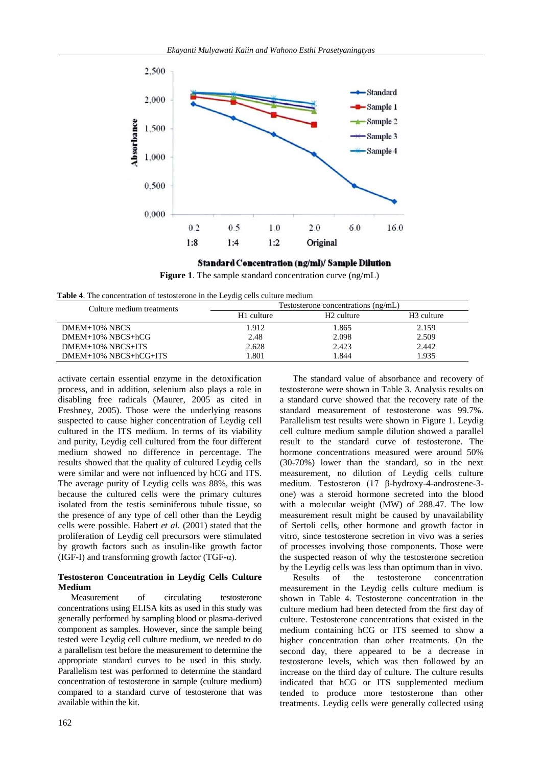Figure 1. The sample standard concentration curve (ng/mL)

Table 4. The concentration of testosterone in the Leydig cells culture medium

| Culture medium treatments | Testosterone concentrations (ng/mL) | | |
|---|---|---|---|
| | H1 culture | H2 culture | H3 culture |
| DMEM+10% NBCS | 1.912 | 1.865 | 2.159 |
| DMEM+10% NBCS+hCG | 2.48 | 2.098 | 2.509 |
| DMEM+10% NBCS+ITS | 2.628 | 2.423 | 2.442 |
| DMEM+10% NBCS+hCG+ITS | 1.801 | 1.844 | 1.935 |

activate certain essential enzyme in the detoxification process, and in addition, selenium also plays a role in disabling free radicals (Maurer, 2005 as cited in Freshney, 2005). Those were the underlying reasons suspected to cause higher concentration of Leydig cell cultured in the ITS medium. In terms of its viability and purity, Leydig cell cultured from the four different medium showed no difference in percentage. The results showed that the quality of cultured Leydig cells were similar and were not influenced by hCG and ITS. The average purity of Leydig cells was 88%, this was because the cultured cells were the primary cultures isolated from the testis seminiferous tubule tissue, so the presence of any type of cell other than the Leydig cells were possible. Habert *et al.* (2001) stated that the proliferation of Leydig cell precursors were stimulated by growth factors such as insulin-like growth factor (IGF-I) and transforming growth factor (TGF-α).

### Testosteron Concentration in Leydig Cells Culture Medium

Measurement of circulating testosterone concentrations using ELISA kits as used in this study was generally performed by sampling blood or plasma-derived component as samples. However, since the sample being tested were Leydig cell culture medium, we needed to do a parallelism test before the measurement to determine the appropriate standard curves to be used in this study. Parallelism test was performed to determine the standard concentration of testosterone in sample (culture medium) compared to a standard curve of testosterone that was available within the kit.

The standard value of absorbance and recovery of testosterone were shown in Table 3. Analysis results on a standard curve showed that the recovery rate of the standard measurement of testosterone was 99.7%. Parallelism test results were shown in Figure 1. Leydig cell culture medium sample dilution showed a parallel result to the standard curve of testosterone. The hormone concentrations measured were around 50% (30-70%) lower than the standard, so in the next measurement, no dilution of Leydig cells culture medium. Testosteron (17 β-hydroxy-4-androstene-3-one) was a steroid hormone secreted into the blood with a molecular weight (MW) of 288.47. The low measurement result might be caused by unavailability of Sertoli cells, other hormone and growth factor in vitro, since testosterone secretion in vivo was a series of processes involving those components. Those were the suspected reason of why the testosterone secretion by the Leydig cells was less than optimum than in vivo.

Results of the testosterone concentration measurement in the Leydig cells culture medium is shown in Table 4. Testosterone concentration in the culture medium had been detected from the first day of culture. Testosterone concentrations that existed in the medium containing hCG or ITS seemed to show a higher concentration than other treatments. On the second day, there appeared to be a decrease in testosterone levels, which was then followed by an increase on the third day of culture. The culture results indicated that hCG or ITS supplemented medium tended to produce more testosterone than other treatments. Leydig cells were generally collected using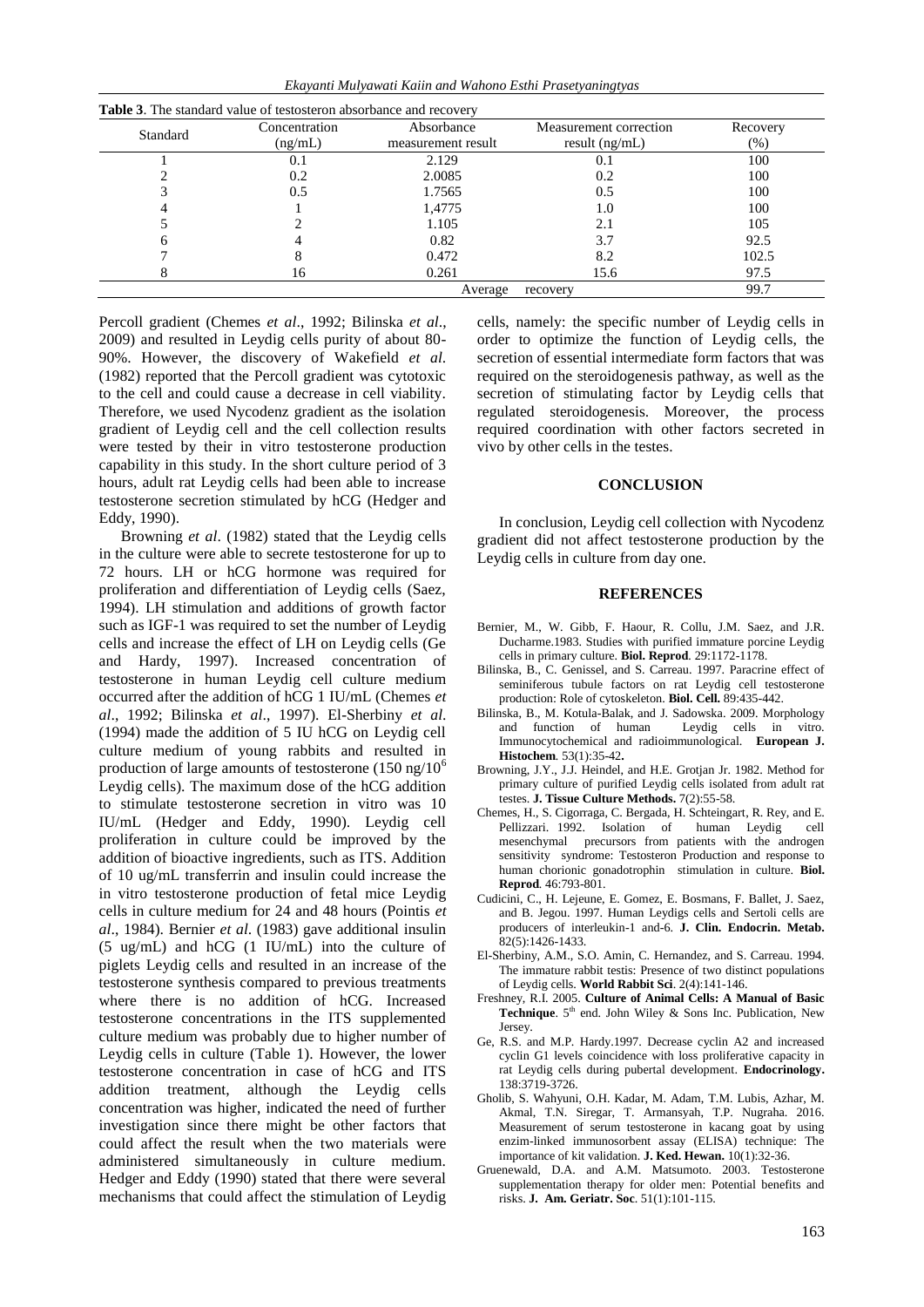**Table 3**. The standard value of testosteron absorbance and recovery

| Standard | Concentration (ng/mL) | Absorbance measurement result | Measurement correction result (ng/mL) | Recovery (%) |
|---|---|---|---|---|
| 1 | 0.1 | 2.129 | 0.1 | 100 |
| 2 | 0.2 | 2.0085 | 0.2 | 100 |
| 3 | 0.5 | 1.7565 | 0.5 | 100 |
| 4 | 1 | 1,4775 | 1.0 | 100 |
| 5 | 2 | 1.105 | 2.1 | 105 |
| 6 | 4 | 0.82 | 3.7 | 92.5 |
| 7 | 8 | 0.472 | 8.2 | 102.5 |
| 8 | 16 | 0.261 | 15.6 | 97.5 |
| | | Average | recovery | 99.7 |

Percoll gradient (Chemes *et al*., 1992; Bilinska *et al*., 2009) and resulted in Leydig cells purity of about 80-90%. However, the discovery of Wakefield *et al.* (1982) reported that the Percoll gradient was cytotoxic to the cell and could cause a decrease in cell viability. Therefore, we used Nycodenz gradient as the isolation gradient of Leydig cell and the cell collection results were tested by their in vitro testosterone production capability in this study. In the short culture period of 3 hours, adult rat Leydig cells had been able to increase testosterone secretion stimulated by hCG (Hedger and Eddy, 1990).

Browning *et al*. (1982) stated that the Leydig cells in the culture were able to secrete testosterone for up to 72 hours. LH or hCG hormone was required for proliferation and differentiation of Leydig cells (Saez, 1994). LH stimulation and additions of growth factor such as IGF-1 was required to set the number of Leydig cells and increase the effect of LH on Leydig cells (Ge and Hardy, 1997). Increased concentration of testosterone in human Leydig cell culture medium occurred after the addition of hCG 1 IU/mL (Chemes *et al*., 1992; Bilinska *et al*., 1997). El-Sherbiny *et al.* (1994) made the addition of 5 IU hCG on Leydig cell culture medium of young rabbits and resulted in production of large amounts of testosterone (150 ng/$10^6$ Leydig cells). The maximum dose of the hCG addition to stimulate testosterone secretion in vitro was 10 IU/mL (Hedger and Eddy, 1990). Leydig cell proliferation in culture could be improved by the addition of bioactive ingredients, such as ITS. Addition of 10 ug/mL transferrin and insulin could increase the in vitro testosterone production of fetal mice Leydig cells in culture medium for 24 and 48 hours (Pointis *et al*., 1984). Bernier *et al.* (1983) gave additional insulin (5 ug/mL) and hCG (1 IU/mL) into the culture of piglets Leydig cells and resulted in an increase of the testosterone synthesis compared to previous treatments where there is no addition of hCG. Increased testosterone concentrations in the ITS supplemented culture medium was probably due to higher number of Leydig cells in culture (Table 1). However, the lower testosterone concentration in case of hCG and ITS addition treatment, although the Leydig cells concentration was higher, indicated the need of further investigation since there might be other factors that could affect the result when the two materials were administered simultaneously in culture medium. Hedger and Eddy (1990) stated that there were several mechanisms that could affect the stimulation of Leydig cells, namely: the specific number of Leydig cells in order to optimize the function of Leydig cells, the secretion of essential intermediate form factors that was required on the steroidogenesis pathway, as well as the secretion of stimulating factor by Leydig cells that regulated steroidogenesis. Moreover, the process required coordination with other factors secreted in vivo by other cells in the testes.

## CONCLUSION

In conclusion, Leydig cell collection with Nycodenz gradient did not affect testosterone production by the Leydig cells in culture from day one.

## REFERENCES

Bernier, M., W. Gibb, F. Haour, R. Collu, J.M. Saez, and J.R. Ducharme.1983. Studies with purified immature porcine Leydig cells in primary culture. **Biol. Reprod**. 29:1172-1178.

Bilinska, B., C. Genissel, and S. Carreau. 1997. Paracrine effect of seminiferous tubule factors on rat Leydig cell testosterone production: Role of cytoskeleton. **Biol. Cell.** 89:435-442.

Bilinska, B., M. Kotula-Balak, and J. Sadowska. 2009. Morphology and function of human Leydig cells in vitro. Immunocytochemical and radioimmunological. **European J. Histochem**. 53(1):35-42**.**

Browning, J.Y., J.J. Heindel, and H.E. Grotjan Jr. 1982. Method for primary culture of purified Leydig cells isolated from adult rat testes. **J. Tissue Culture Methods.** 7(2):55-58.

Chemes, H., S. Cigorraga, C. Bergada, H. Schteingart, R. Rey, and E. Pellizzari. 1992. Isolation of human Leydig cell mesenchymal precursors from patients with the androgen sensitivity syndrome: Testosteron Production and response to human chorionic gonadotrophin stimulation in culture. **Biol. Reprod**. 46:793-801.

Cudicini, C., H. Lejeune, E. Gomez, E. Bosmans, F. Ballet, J. Saez, and B. Jegou. 1997. Human Leydigs cells and Sertoli cells are producers of interleukin-1 and-6. **J. Clin. Endocrin. Metab.** 82(5):1426-1433.

El-Sherbiny, A.M., S.O. Amin, C. Hernandez, and S. Carreau. 1994. The immature rabbit testis: Presence of two distinct populations of Leydig cells. **World Rabbit Sci**. 2(4):141-146.

Freshney, R.I. 2005. **Culture of Animal Cells: A Manual of Basic Technique**. 5th end. John Wiley & Sons Inc. Publication, New Jersey.

Ge, R.S. and M.P. Hardy.1997. Decrease cyclin A2 and increased cyclin G1 levels coincidence with loss proliferative capacity in rat Leydig cells during pubertal development. **Endocrinology.** 138:3719-3726.

Gholib, S. Wahyuni, O.H. Kadar, M. Adam, T.M. Lubis, Azhar, M. Akmal, T.N. Siregar, T. Armansyah, T.P. Nugraha. 2016. Measurement of serum testosterone in kacang goat by using enzim-linked immunosorbent assay (ELISA) technique: The importance of kit validation. **J. Ked. Hewan.** 10(1):32-36.

Gruenewald, D.A. and A.M. Matsumoto. 2003. Testosterone supplementation therapy for older men: Potential benefits and risks. **J. Am. Geriatr. Soc**. 51(1):101-115.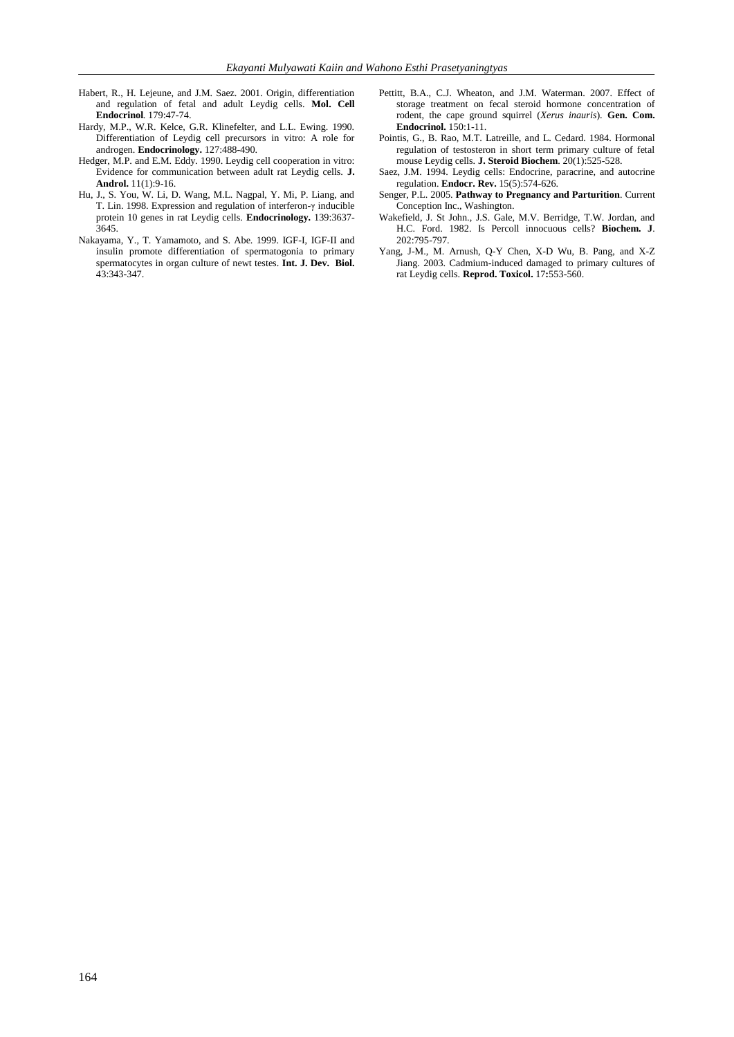Habert, R., H. Lejeune, and J.M. Saez. 2001. Origin, differentiation and regulation of fetal and adult Leydig cells. **Mol. Cell Endocrinol**. 179:47-74.

Hardy, M.P., W.R. Kelce, G.R. Klinefelter, and L.L. Ewing. 1990. Differentiation of Leydig cell precursors in vitro: A role for androgen. **Endocrinology.** 127:488-490.

Hedger, M.P. and E.M. Eddy. 1990. Leydig cell cooperation in vitro: Evidence for communication between adult rat Leydig cells. **J. Androl.** 11(1):9-16.

Hu, J., S. You, W. Li, D. Wang, M.L. Nagpal, Y. Mi, P. Liang, and T. Lin. 1998. Expression and regulation of interferon-γ inducible protein 10 genes in rat Leydig cells. **Endocrinology.** 139:3637-3645.

Nakayama, Y., T. Yamamoto, and S. Abe. 1999. IGF-I, IGF-II and insulin promote differentiation of spermatogonia to primary spermatocytes in organ culture of newt testes. **Int. J. Dev. Biol.** 43:343-347.

Pettitt, B.A., C.J. Wheaton, and J.M. Waterman. 2007. Effect of storage treatment on fecal steroid hormone concentration of rodent, the cape ground squirrel (*Xerus inauris*). **Gen. Com. Endocrinol.** 150:1-11.

Pointis, G., B. Rao, M.T. Latreille, and L. Cedard. 1984. Hormonal regulation of testosteron in short term primary culture of fetal mouse Leydig cells. **J. Steroid Biochem**. 20(1):525-528.

Saez, J.M. 1994. Leydig cells: Endocrine, paracrine, and autocrine regulation. **Endocr. Rev.** 15(5):574-626.

Senger, P.L. 2005. **Pathway to Pregnancy and Parturition**. Current Conception Inc., Washington.

Wakefield, J. St John., J.S. Gale, M.V. Berridge, T.W. Jordan, and H.C. Ford. 1982. Is Percoll innocuous cells? **Biochem. J**. 202:795-797.

Yang, J-M., M. Arnush, Q-Y Chen, X-D Wu, B. Pang, and X-Z Jiang. 2003. Cadmium-induced damaged to primary cultures of rat Leydig cells. **Reprod. Toxicol.** 17**:**553-560.